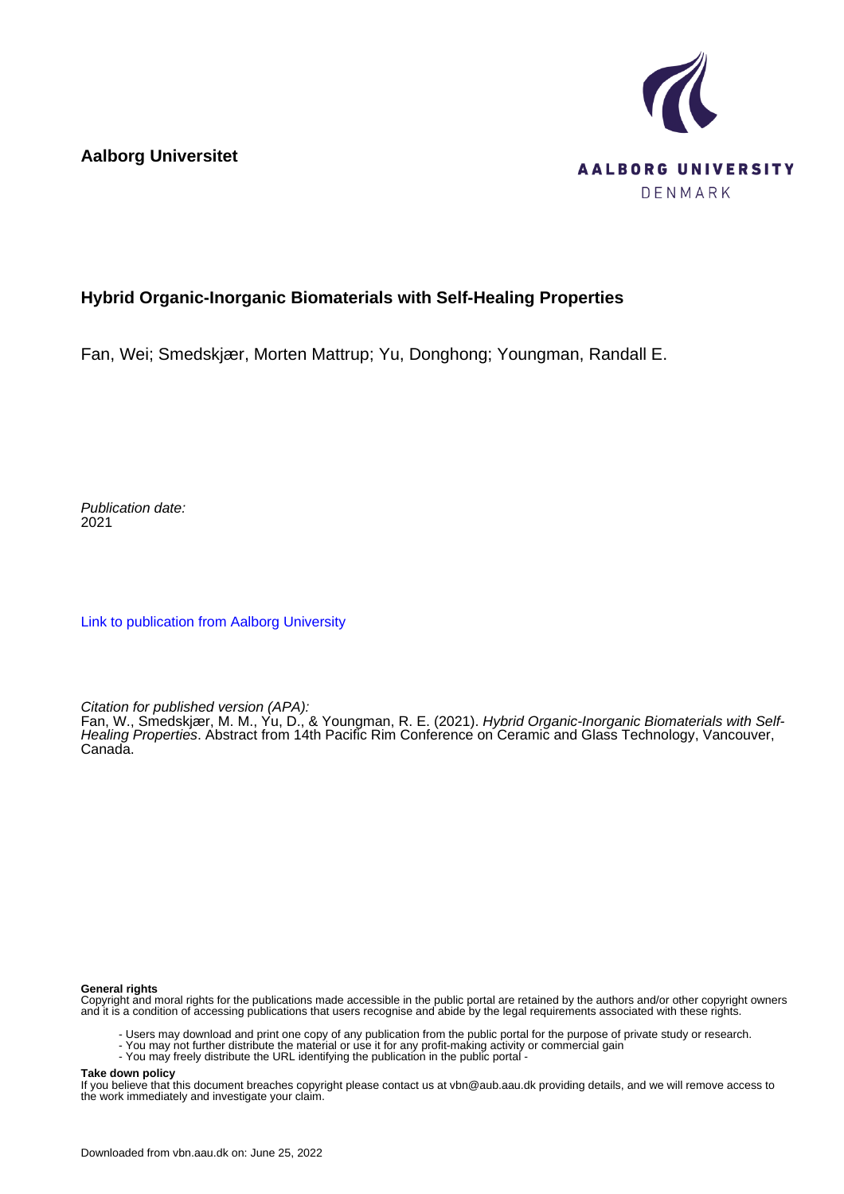Aalborg Universitet

AALBORG UNIVERSITY
DENMARK

# Hybrid Organic-Inorganic Biomaterials with Self-Healing Properties

Fan, Wei; Smedskjær, Morten Mattrup; Yu, Donghong; Youngman, Randall E.

*Publication date:*
2021

Link to publication from Aalborg University

*Citation for published version (APA):*
Fan, W., Smedskjær, M. M., Yu, D., & Youngman, R. E. (2021). *Hybrid Organic-Inorganic Biomaterials with Self-Healing Properties*. Abstract from 14th Pacific Rim Conference on Ceramic and Glass Technology, Vancouver, Canada.

**General rights**
Copyright and moral rights for the publications made accessible in the public portal are retained by the authors and/or other copyright owners and it is a condition of accessing publications that users recognise and abide by the legal requirements associated with these rights.

- Users may download and print one copy of any publication from the public portal for the purpose of private study or research.
- You may not further distribute the material or use it for any profit-making activity or commercial gain
- You may freely distribute the URL identifying the publication in the public portal -

**Take down policy**
If you believe that this document breaches copyright please contact us at vbn@aub.aau.dk providing details, and we will remove access to the work immediately and investigate your claim.

Downloaded from vbn.aau.dk on: June 25, 2022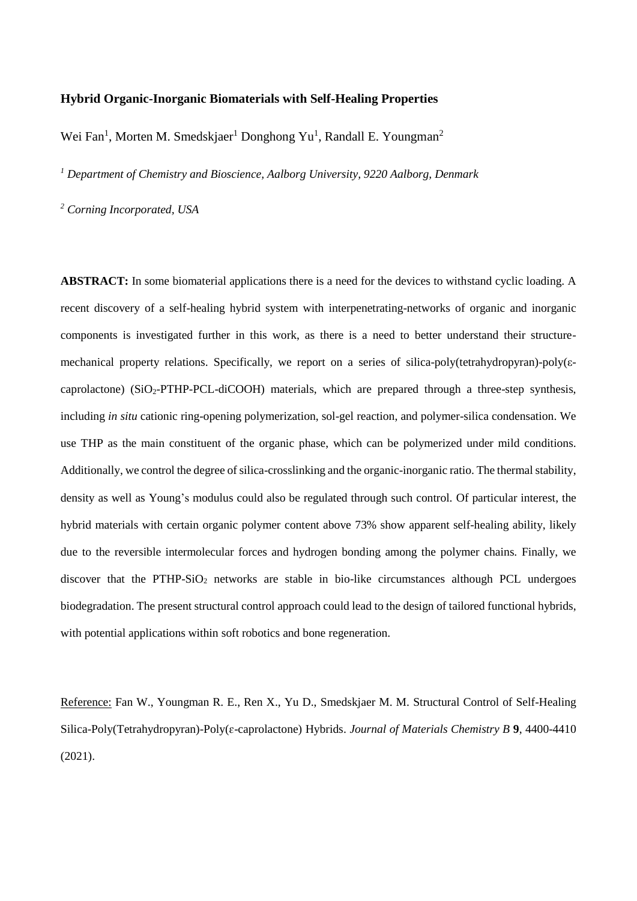**Hybrid Organic-Inorganic Biomaterials with Self-Healing Properties**

Wei Fan[1], Morten M. Smedskjaer[1] Donghong Yu[1], Randall E. Youngman[2]

*[1] Department of Chemistry and Bioscience, Aalborg University, 9220 Aalborg, Denmark*

*[2] Corning Incorporated, USA*

**ABSTRACT:** In some biomaterial applications there is a need for the devices to withstand cyclic loading. A recent discovery of a self-healing hybrid system with interpenetrating-networks of organic and inorganic components is investigated further in this work, as there is a need to better understand their structure-mechanical property relations. Specifically, we report on a series of silica-poly(tetrahydropyran)-poly(ε-caprolactone) ($SiO_2$-PTHP-PCL-diCOOH) materials, which are prepared through a three-step synthesis, including *in situ* cationic ring-opening polymerization, sol-gel reaction, and polymer-silica condensation. We use THP as the main constituent of the organic phase, which can be polymerized under mild conditions. Additionally, we control the degree of silica-crosslinking and the organic-inorganic ratio. The thermal stability, density as well as Young's modulus could also be regulated through such control. Of particular interest, the hybrid materials with certain organic polymer content above 73% show apparent self-healing ability, likely due to the reversible intermolecular forces and hydrogen bonding among the polymer chains. Finally, we discover that the PTHP-$SiO_2$ networks are stable in bio-like circumstances although PCL undergoes biodegradation. The present structural control approach could lead to the design of tailored functional hybrids, with potential applications within soft robotics and bone regeneration.

Reference: Fan W., Youngman R. E., Ren X., Yu D., Smedskjaer M. M. Structural Control of Self-Healing Silica-Poly(Tetrahydropyran)-Poly(ε-caprolactone) Hybrids. *Journal of Materials Chemistry B* **9**, 4400-4410 (2021).